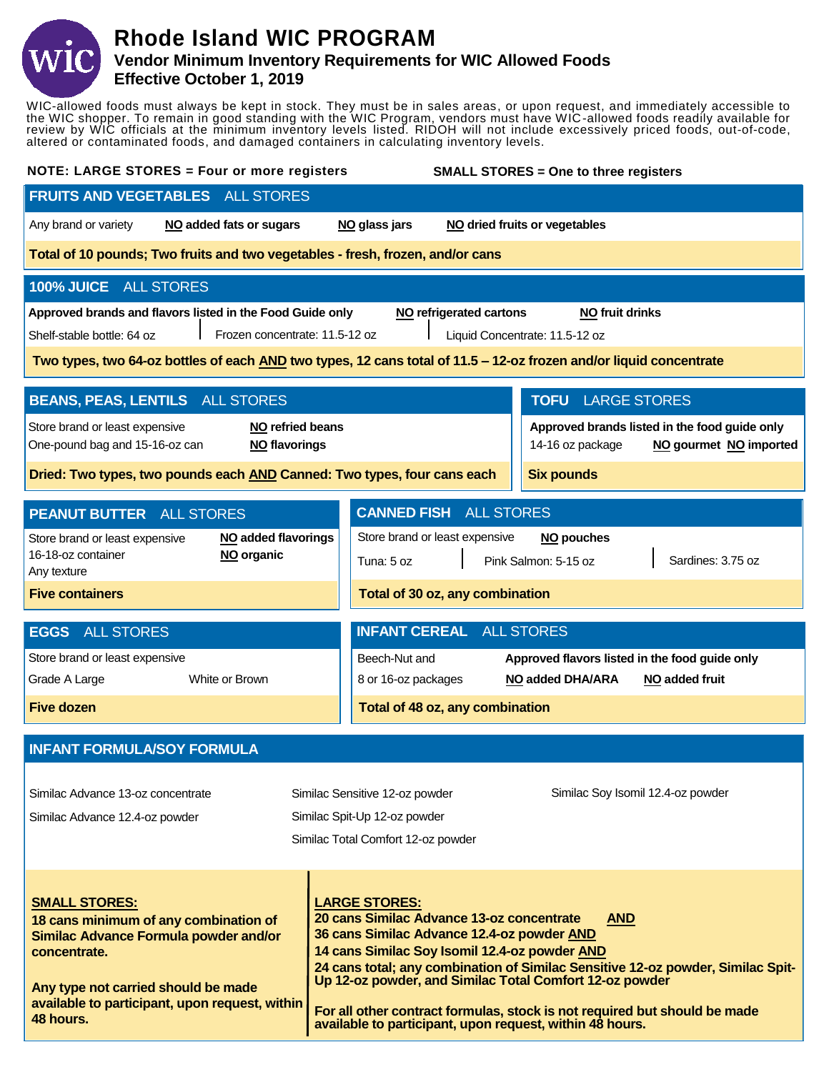# Rhode Island WIC PROGRAM

## Vendor Minimum Inventory Requirements for WIC Allowed Foods

## Effective October 1, 2019

WIC-allowed foods must always be kept in stock. They must be in sales areas, or upon request, and immediately accessible to the WIC shopper. To remain in good standing with the WIC Program, vendors must have WIC-allowed foods readily available for review by WIC officials at the minimum inventory levels listed. RIDOH will not include excessively priced foods, out-of-code, altered or contaminated foods, and damaged containers in calculating inventory levels.

**NOTE: LARGE STORES = Four or more registers** **SMALL STORES = One to three registers**

### FRUITS AND VEGETABLES — ALL STORES

Any brand or variety | **NO added fats or sugars** | **NO glass jars** | **NO dried fruits or vegetables**

**Total of 10 pounds; Two fruits and two vegetables - fresh, frozen, and/or cans**

### 100% JUICE — ALL STORES

**Approved brands and flavors listed in the Food Guide only** | **NO refrigerated cartons** | **NO fruit drinks**

Shelf-stable bottle: 64 oz | Frozen concentrate: 11.5-12 oz | Liquid Concentrate: 11.5-12 oz

**Two types, two 64-oz bottles of each AND two types, 12 cans total of 11.5 – 12-oz frozen and/or liquid concentrate**

### BEANS, PEAS, LENTILS — ALL STORES

Store brand or least expensive | **NO refried beans**

One-pound bag and 15-16-oz can | **NO flavorings**

**Dried: Two types, two pounds each AND Canned: Two types, four cans each**

### TOFU — LARGE STORES

**Approved brands listed in the food guide only**

14-16 oz package | **NO gourmet** | **NO imported**

**Six pounds**

### PEANUT BUTTER — ALL STORES

Store brand or least expensive | **NO added flavorings**

16-18-oz container | **NO organic**

Any texture

**Five containers**

### CANNED FISH — ALL STORES

Store brand or least expensive | **NO pouches**

Tuna: 5 oz | Pink Salmon: 5-15 oz | Sardines: 3.75 oz

**Total of 30 oz, any combination**

### EGGS — ALL STORES

Store brand or least expensive

Grade A Large | White or Brown

**Five dozen**

### INFANT CEREAL — ALL STORES

Beech-Nut and | **Approved flavors listed in the food guide only**

8 or 16-oz packages | **NO added DHA/ARA** | **NO added fruit**

**Total of 48 oz, any combination**

### INFANT FORMULA/SOY FORMULA

- Similac Advance 13-oz concentrate
- Similac Advance 12.4-oz powder
- Similac Sensitive 12-oz powder
- Similac Spit-Up 12-oz powder
- Similac Total Comfort 12-oz powder
- Similac Soy Isomil 12.4-oz powder

**SMALL STORES:**

**18 cans minimum of any combination of Similac Advance Formula powder and/or concentrate.**

**Any type not carried should be made available to participant, upon request, within 48 hours.**

**LARGE STORES:**

**20 cans Similac Advance 13-oz concentrate AND**

**36 cans Similac Advance 12.4-oz powder AND**

**14 cans Similac Soy Isomil 12.4-oz powder AND**

**24 cans total; any combination of Similac Sensitive 12-oz powder, Similac Spit-Up 12-oz powder, and Similac Total Comfort 12-oz powder**

**For all other contract formulas, stock is not required but should be made available to participant, upon request, within 48 hours.**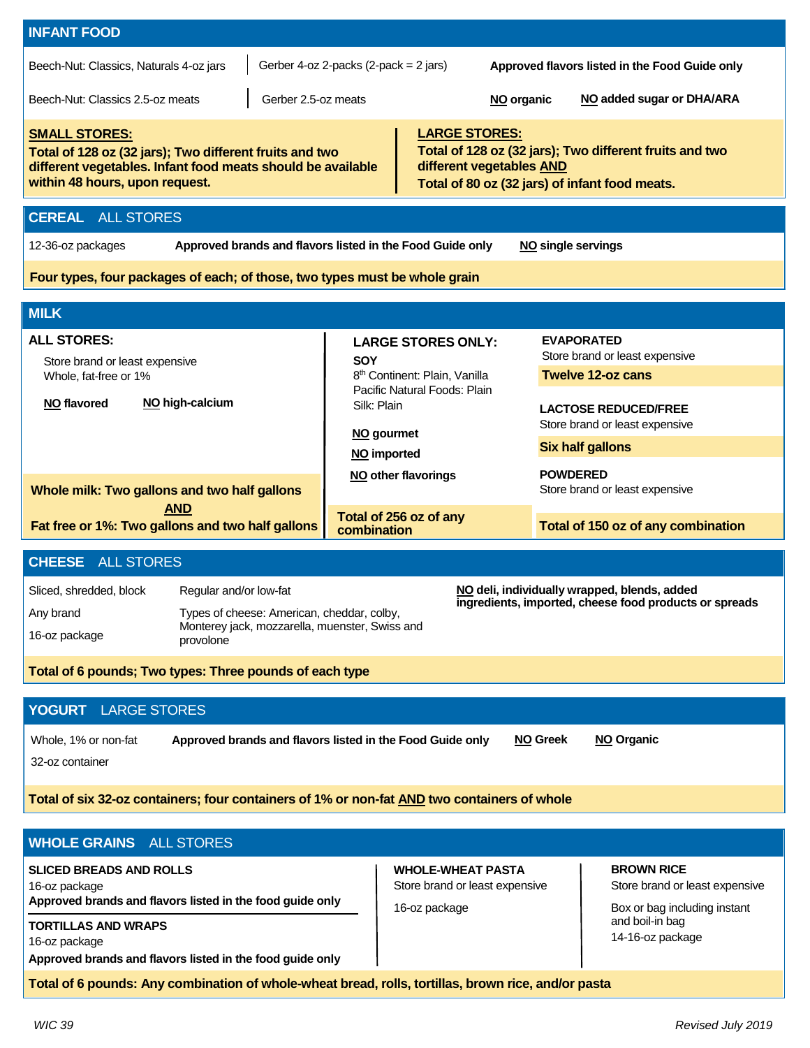## INFANT FOOD

Beech-Nut: Classics, Naturals 4-oz jars | Gerber 4-oz 2-packs (2-pack = 2 jars)

Beech-Nut: Classics 2.5-oz meats | Gerber 2.5-oz meats

**Approved flavors listed in the Food Guide only**

**NO organic** **NO added sugar or DHA/ARA**

**SMALL STORES:**
**Total of 128 oz (32 jars); Two different fruits and two different vegetables. Infant food meats should be available within 48 hours, upon request.**

**LARGE STORES:**
**Total of 128 oz (32 jars); Two different fruits and two different vegetables AND**
**Total of 80 oz (32 jars) of infant food meats.**

## CEREAL ALL STORES

12-36-oz packages

**Approved brands and flavors listed in the Food Guide only**

**NO single servings**

**Four types, four packages of each; of those, two types must be whole grain**

## MILK

**ALL STORES:**

Store brand or least expensive
Whole, fat-free or 1%

**NO flavored** **NO high-calcium**

**Whole milk: Two gallons and two half gallons**
**AND**
**Fat free or 1%: Two gallons and two half gallons**

**LARGE STORES ONLY:**

**SOY**
8th Continent: Plain, Vanilla
Pacific Natural Foods: Plain
Silk: Plain

**NO gourmet**
**NO imported**
**NO other flavorings**

**Total of 256 oz of any combination**

**EVAPORATED**
Store brand or least expensive
**Twelve 12-oz cans**

**LACTOSE REDUCED/FREE**
Store brand or least expensive
**Six half gallons**

**POWDERED**
Store brand or least expensive

**Total of 150 oz of any combination**

## CHEESE ALL STORES

Sliced, shredded, block
Any brand
16-oz package

Regular and/or low-fat
Types of cheese: American, cheddar, colby, Monterey jack, mozzarella, muenster, Swiss and provolone

**NO deli, individually wrapped, blends, added ingredients, imported, cheese food products or spreads**

**Total of 6 pounds; Two types: Three pounds of each type**

## YOGURT LARGE STORES

Whole, 1% or non-fat
32-oz container

**Approved brands and flavors listed in the Food Guide only**

**NO Greek** **NO Organic**

**Total of six 32-oz containers; four containers of 1% or non-fat AND two containers of whole**

## WHOLE GRAINS ALL STORES

**SLICED BREADS AND ROLLS**
16-oz package
**Approved brands and flavors listed in the food guide only**

**TORTILLAS AND WRAPS**
16-oz package
**Approved brands and flavors listed in the food guide only**

**WHOLE-WHEAT PASTA**
Store brand or least expensive
16-oz package

**BROWN RICE**
Store brand or least expensive
Box or bag including instant and boil-in bag
14-16-oz package

**Total of 6 pounds: Any combination of whole-wheat bread, rolls, tortillas, brown rice, and/or pasta**

*WIC 39* *Revised July 2019*